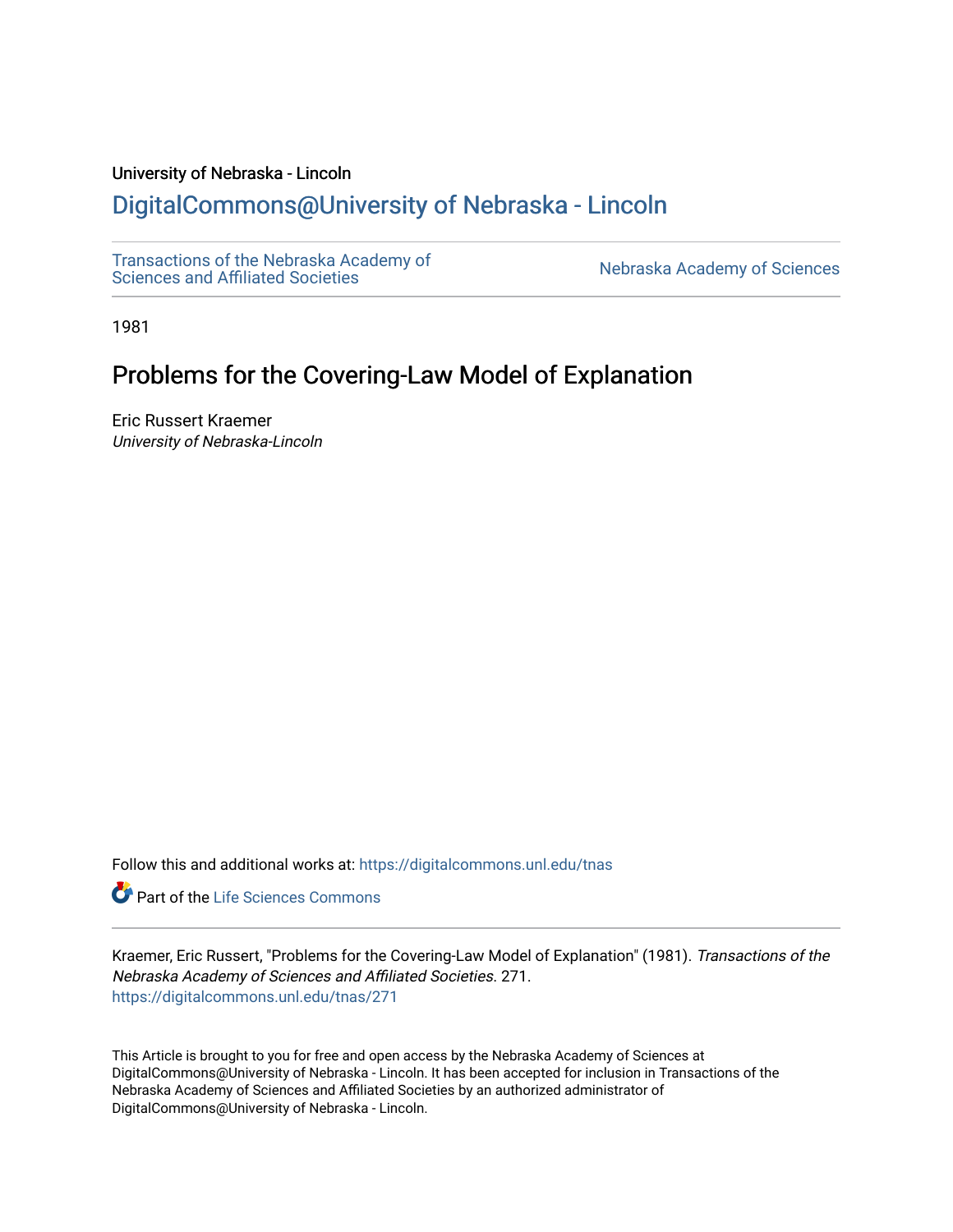University of Nebraska - Lincoln

# DigitalCommons@University of Nebraska - Lincoln

Transactions of the Nebraska Academy of Sciences and Affiliated Societies

Nebraska Academy of Sciences

1981

## Problems for the Covering-Law Model of Explanation

Eric Russert Kraemer
*University of Nebraska-Lincoln*

Follow this and additional works at: https://digitalcommons.unl.edu/tnas

Part of the Life Sciences Commons

Kraemer, Eric Russert, "Problems for the Covering-Law Model of Explanation" (1981). *Transactions of the Nebraska Academy of Sciences and Affiliated Societies*. 271.
https://digitalcommons.unl.edu/tnas/271

This Article is brought to you for free and open access by the Nebraska Academy of Sciences at DigitalCommons@University of Nebraska - Lincoln. It has been accepted for inclusion in Transactions of the Nebraska Academy of Sciences and Affiliated Societies by an authorized administrator of DigitalCommons@University of Nebraska - Lincoln.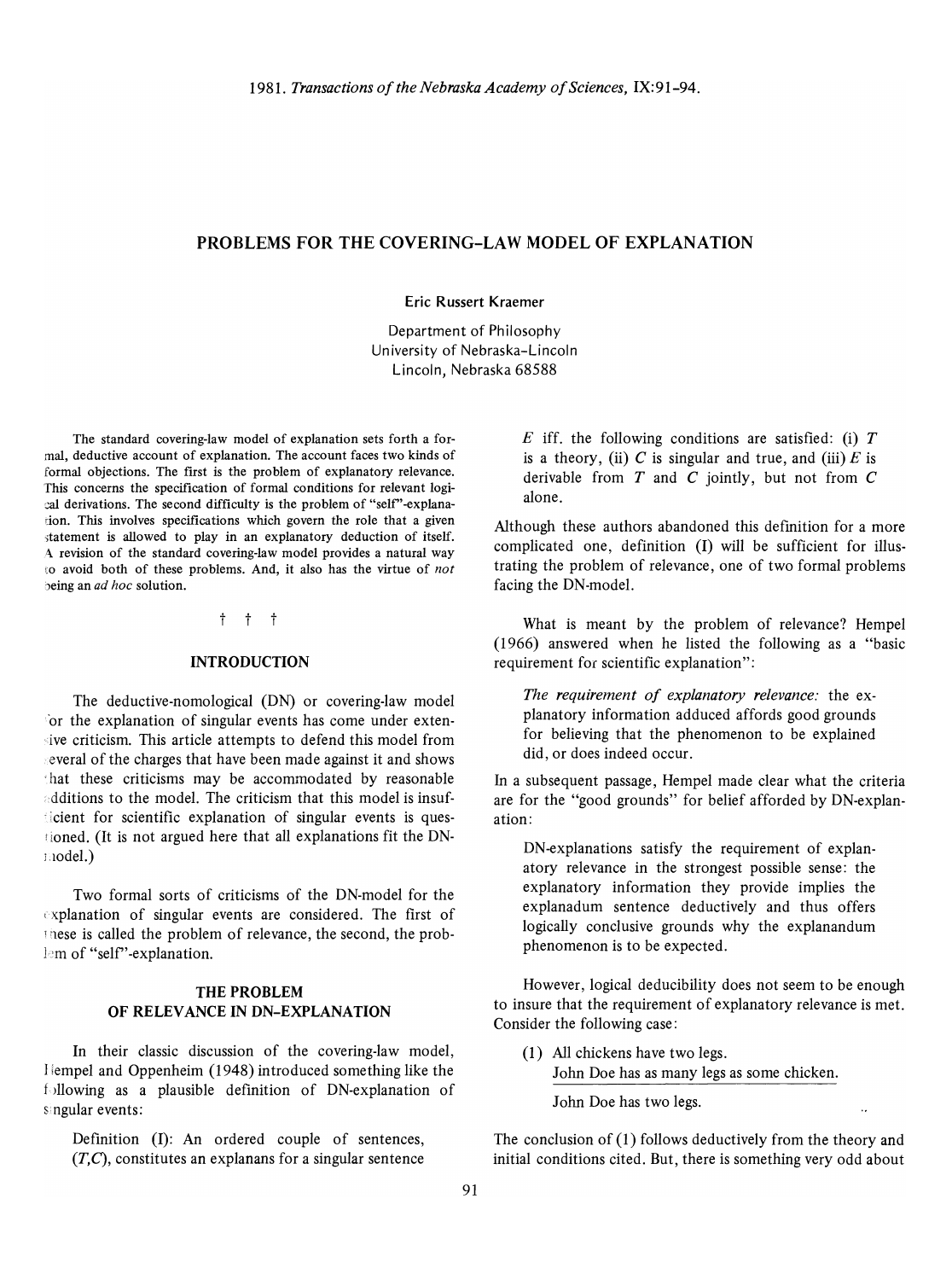# PROBLEMS FOR THE COVERING-LAW MODEL OF EXPLANATION

Eric Russert Kraemer

Department of Philosophy
University of Nebraska-Lincoln
Lincoln, Nebraska 68588

The standard covering-law model of explanation sets forth a formal, deductive account of explanation. The account faces two kinds of formal objections. The first is the problem of explanatory relevance. This concerns the specification of formal conditions for relevant logical derivations. The second difficulty is the problem of "self"-explanation. This involves specifications which govern the role that a given statement is allowed to play in an explanatory deduction of itself. A revision of the standard covering-law model provides a natural way to avoid both of these problems. And, it also has the virtue of *not* being an *ad hoc* solution.

† † †

## INTRODUCTION

The deductive-nomological (DN) or covering-law model for the explanation of singular events has come under extensive criticism. This article attempts to defend this model from several of the charges that have been made against it and shows that these criticisms may be accommodated by reasonable additions to the model. The criticism that this model is insufficient for scientific explanation of singular events is questioned. (It is not argued here that all explanations fit the DN-model.)

Two formal sorts of criticisms of the DN-model for the explanation of singular events are considered. The first of these is called the problem of relevance, the second, the problem of "self"-explanation.

## THE PROBLEM OF RELEVANCE IN DN-EXPLANATION

In their classic discussion of the covering-law model, Hempel and Oppenheim (1948) introduced something like the following as a plausible definition of DN-explanation of singular events:

> Definition (I): An ordered couple of sentences, $(T,C)$, constitutes an explanans for a singular sentence $E$ iff. the following conditions are satisfied: (i) $T$ is a theory, (ii) $C$ is singular and true, and (iii) $E$ is derivable from $T$ and $C$ jointly, but not from $C$ alone.

Although these authors abandoned this definition for a more complicated one, definition (I) will be sufficient for illustrating the problem of relevance, one of two formal problems facing the DN-model.

What is meant by the problem of relevance? Hempel (1966) answered when he listed the following as a "basic requirement for scientific explanation":

> *The requirement of explanatory relevance:* the explanatory information adduced affords good grounds for believing that the phenomenon to be explained did, or does indeed occur.

In a subsequent passage, Hempel made clear what the criteria are for the "good grounds" for belief afforded by DN-explanation:

> DN-explanations satisfy the requirement of explanatory relevance in the strongest possible sense: the explanatory information they provide implies the explanadum sentence deductively and thus offers logically conclusive grounds why the explanandum phenomenon is to be expected.

However, logical deducibility does not seem to be enough to insure that the requirement of explanatory relevance is met. Consider the following case:

(1) All chickens have two legs.
John Doe has as many legs as some chicken.
―――――――――――――――――
John Doe has two legs.

The conclusion of (1) follows deductively from the theory and initial conditions cited. But, there is something very odd about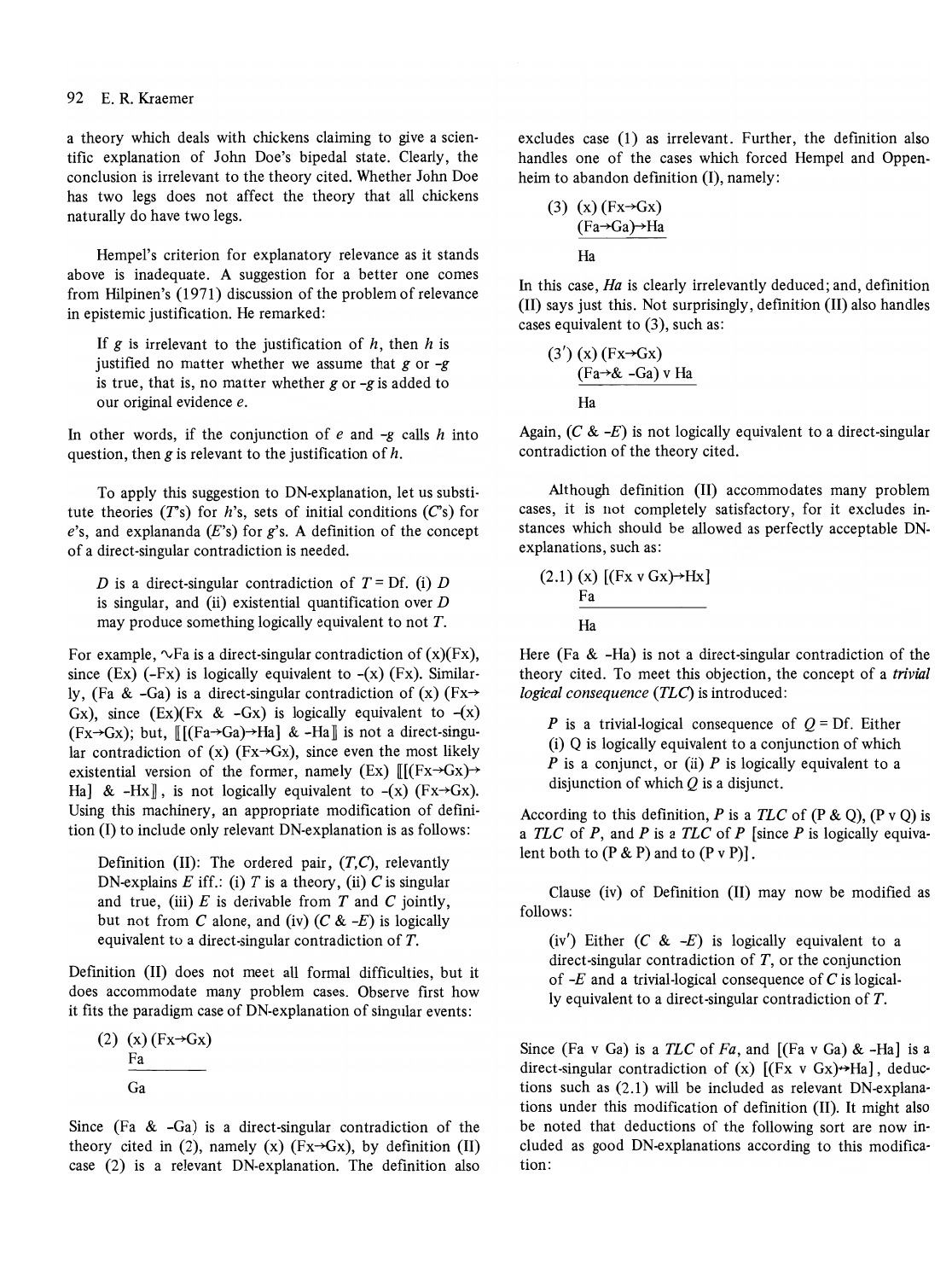a theory which deals with chickens claiming to give a scientific explanation of John Doe's bipedal state. Clearly, the conclusion is irrelevant to the theory cited. Whether John Doe has two legs does not affect the theory that all chickens naturally do have two legs.

Hempel's criterion for explanatory relevance as it stands above is inadequate. A suggestion for a better one comes from Hilpinen's (1971) discussion of the problem of relevance in epistemic justification. He remarked:

> If *g* is irrelevant to the justification of *h*, then *h* is justified no matter whether we assume that *g* or *-g* is true, that is, no matter whether *g* or *-g* is added to our original evidence *e*.

In other words, if the conjunction of *e* and *-g* calls *h* into question, then *g* is relevant to the justification of *h*.

To apply this suggestion to DN-explanation, let us substitute theories (*T*'s) for *h*'s, sets of initial conditions (*C*'s) for *e*'s, and explananda (*E*'s) for *g*'s. A definition of the concept of a direct-singular contradiction is needed.

> *D* is a direct-singular contradiction of *T* = Df. (i) *D* is singular, and (ii) existential quantification over *D* may produce something logically equivalent to not *T*.

For example, $\sim$Fa is a direct-singular contradiction of (x)(Fx), since (Ex) (-Fx) is logically equivalent to -(x) (Fx). Similarly, (Fa & -Ga) is a direct-singular contradiction of (x) (Fx→Gx), since (Ex)(Fx & -Gx) is logically equivalent to -(x) (Fx→Gx); but, ⟦[(Fa→Ga)→Ha] & -Ha⟧ is not a direct-singular contradiction of (x) (Fx→Gx), since even the most likely existential version of the former, namely (Ex) ⟦[(Fx→Gx)→Ha] & -Hx⟧, is not logically equivalent to -(x) (Fx→Gx). Using this machinery, an appropriate modification of definition (I) to include only relevant DN-explanation is as follows:

> Definition (II): The ordered pair, (*T*,*C*), relevantly DN-explains *E* iff.: (i) *T* is a theory, (ii) *C* is singular and true, (iii) *E* is derivable from *T* and *C* jointly, but not from *C* alone, and (iv) (*C* & -*E*) is logically equivalent to a direct-singular contradiction of *T*.

Definition (II) does not meet all formal difficulties, but it does accommodate many problem cases. Observe first how it fits the paradigm case of DN-explanation of singular events:

(2) (x) (Fx→Gx)
Fa
―――――
Ga

Since (Fa & -Ga) is a direct-singular contradiction of the theory cited in (2), namely (x) (Fx→Gx), by definition (II) case (2) is a relevant DN-explanation. The definition also excludes case (1) as irrelevant. Further, the definition also handles one of the cases which forced Hempel and Oppenheim to abandon definition (I), namely:

(3) (x) (Fx→Gx)
(Fa→Ga)→Ha
―――――
Ha

In this case, *Ha* is clearly irrelevantly deduced; and, definition (II) says just this. Not surprisingly, definition (II) also handles cases equivalent to (3), such as:

(3′) (x) (Fx→Gx)
(Fa→& -Ga) v Ha
―――――
Ha

Again, (*C* & -*E*) is not logically equivalent to a direct-singular contradiction of the theory cited.

Although definition (II) accommodates many problem cases, it is not completely satisfactory, for it excludes instances which should be allowed as perfectly acceptable DN-explanations, such as:

(2.1) (x) [(Fx v Gx)→Hx]
Fa
―――――
Ha

Here (Fa & -Ha) is not a direct-singular contradiction of the theory cited. To meet this objection, the concept of a *trivial logical consequence* (*TLC*) is introduced:

> *P* is a trivial-logical consequence of *Q* = Df. Either (i) Q is logically equivalent to a conjunction of which *P* is a conjunct, or (ii) *P* is logically equivalent to a disjunction of which *Q* is a disjunct.

According to this definition, *P* is a *TLC* of (P & Q), (P v Q) is a *TLC* of *P*, and *P* is a *TLC* of *P* [since *P* is logically equivalent both to (P & P) and to (P v P)].

Clause (iv) of Definition (II) may now be modified as follows:

> (iv′) Either (*C* & -*E*) is logically equivalent to a direct-singular contradiction of *T*, or the conjunction of -*E* and a trivial-logical consequence of *C* is logically equivalent to a direct-singular contradiction of *T*.

Since (Fa v Ga) is a *TLC* of *Fa*, and [(Fa v Ga) & -Ha] is a direct-singular contradiction of (x) [(Fx v Gx)↔Ha], deductions such as (2.1) will be included as relevant DN-explanations under this modification of definition (II). It might also be noted that deductions of the following sort are now included as good DN-explanations according to this modification: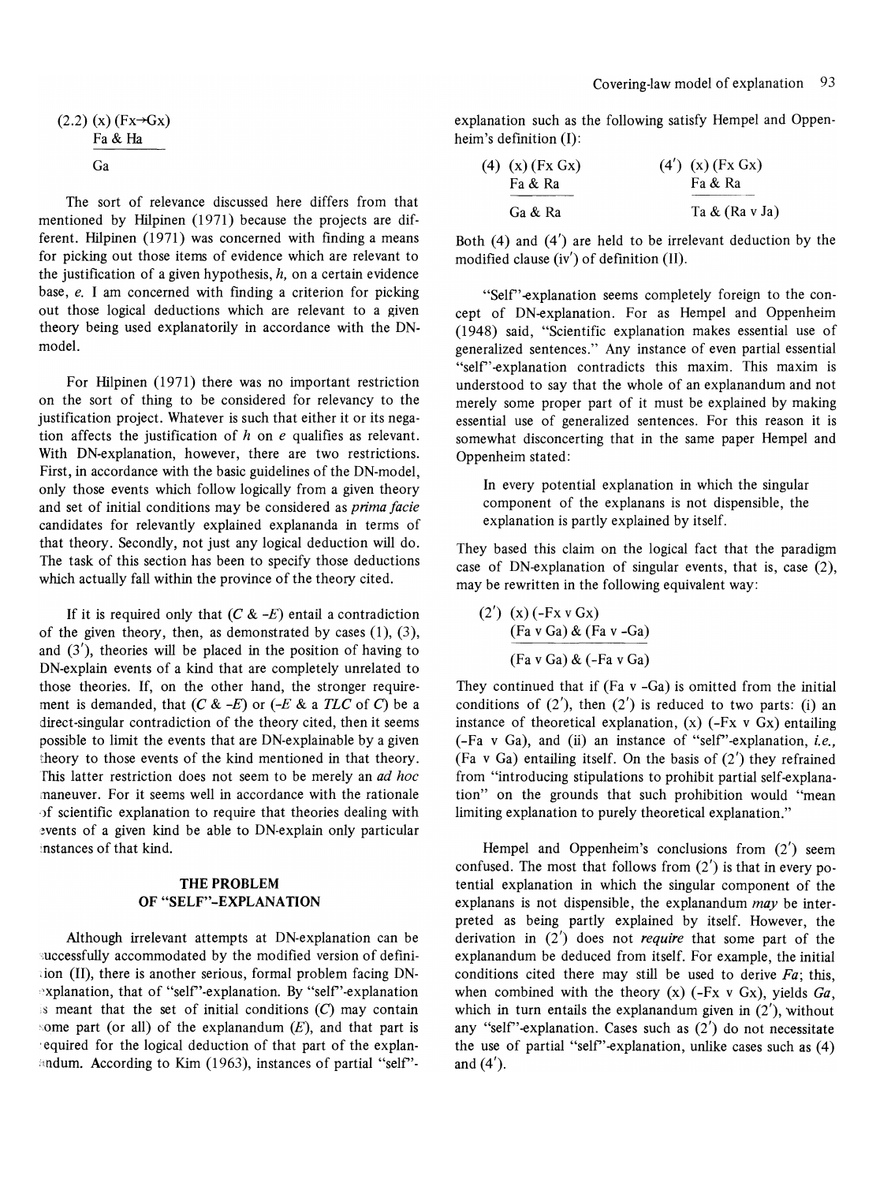$$
\begin{array}{l}
(2.2)\ (x)\,(Fx \rightarrow Gx) \\
\underline{Fa \ \&\ Ha} \\
Ga
\end{array}
$$

The sort of relevance discussed here differs from that mentioned by Hilpinen (1971) because the projects are different. Hilpinen (1971) was concerned with finding a means for picking out those items of evidence which are relevant to the justification of a given hypothesis, *h*, on a certain evidence base, *e*. I am concerned with finding a criterion for picking out those logical deductions which are relevant to a given theory being used explanatorily in accordance with the DN-model.

For Hilpinen (1971) there was no important restriction on the sort of thing to be considered for relevancy to the justification project. Whatever is such that either it or its negation affects the justification of *h* on *e* qualifies as relevant. With DN-explanation, however, there are two restrictions. First, in accordance with the basic guidelines of the DN-model, only those events which follow logically from a given theory and set of initial conditions may be considered as *prima facie* candidates for relevantly explained explananda in terms of that theory. Secondly, not just any logical deduction will do. The task of this section has been to specify those deductions which actually fall within the province of the theory cited.

If it is required only that $(C \ \& \ {-E})$ entail a contradiction of the given theory, then, as demonstrated by cases (1), (3), and (3′), theories will be placed in the position of having to DN-explain events of a kind that are completely unrelated to those theories. If, on the other hand, the stronger requirement is demanded, that $(C \ \& \ {-E})$ or $({-E} \ \& \text{ a } TLC \text{ of } C)$ be a direct-singular contradiction of the theory cited, then it seems possible to limit the events that are DN-explainable by a given theory to those events of the kind mentioned in that theory. This latter restriction does not seem to be merely an *ad hoc* maneuver. For it seems well in accordance with the rationale of scientific explanation to require that theories dealing with events of a given kind be able to DN-explain only particular instances of that kind.

## THE PROBLEM OF "SELF"-EXPLANATION

Although irrelevant attempts at DN-explanation can be successfully accommodated by the modified version of definition (II), there is another serious, formal problem facing DN-explanation, that of "self"-explanation. By "self"-explanation is meant that the set of initial conditions (*C*) may contain some part (or all) of the explanandum (*E*), and that part is required for the logical deduction of that part of the explanandum. According to Kim (1963), instances of partial "self"-explanation such as the following satisfy Hempel and Oppenheim's definition (I):

$$
\begin{array}{l}
(4)\ (x)\,(Fx\ Gx) \\
\underline{Fa \ \&\ Ra} \\
Ga \ \&\ Ra
\end{array}
\qquad\qquad
\begin{array}{l}
(4')\ (x)\,(Fx\ Gx) \\
\underline{Fa \ \&\ Ra} \\
Ta \ \&\ (Ra \vee Ja)
\end{array}
$$

Both (4) and (4′) are held to be irrelevant deduction by the modified clause (iv′) of definition (II).

"Self"-explanation seems completely foreign to the concept of DN-explanation. For as Hempel and Oppenheim (1948) said, "Scientific explanation makes essential use of generalized sentences." Any instance of even partial essential "self"-explanation contradicts this maxim. This maxim is understood to say that the whole of an explanandum and not merely some proper part of it must be explained by making essential use of generalized sentences. For this reason it is somewhat disconcerting that in the same paper Hempel and Oppenheim stated:

> In every potential explanation in which the singular component of the explanans is not dispensible, the explanation is partly explained by itself.

They based this claim on the logical fact that the paradigm case of DN-explanation of singular events, that is, case (2), may be rewritten in the following equivalent way:

$$
\begin{array}{l}
(2')\ (x)\,({-Fx} \vee Gx) \\
\underline{(Fa \vee Ga) \ \&\ (Fa \vee {-Ga})} \\
(Fa \vee Ga) \ \&\ ({-Fa} \vee Ga)
\end{array}
$$

They continued that if $(Fa \vee {-Ga})$ is omitted from the initial conditions of (2′), then (2′) is reduced to two parts: (i) an instance of theoretical explanation, $(x)\,({-Fx} \vee Gx)$ entailing $({-Fa} \vee Ga)$, and (ii) an instance of "self"-explanation, *i.e.*, $(Fa \vee Ga)$ entailing itself. On the basis of (2′) they refrained from "introducing stipulations to prohibit partial self-explanation" on the grounds that such prohibition would "mean limiting explanation to purely theoretical explanation."

Hempel and Oppenheim's conclusions from (2′) seem confused. The most that follows from (2′) is that in every potential explanation in which the singular component of the explanans is not dispensible, the explanandum *may* be interpreted as being partly explained by itself. However, the derivation in (2′) does not *require* that some part of the explanandum be deduced from itself. For example, the initial conditions cited there may still be used to derive *Fa*; this, when combined with the theory $(x)\,({-Fx} \vee Gx)$, yields *Ga*, which in turn entails the explanandum given in (2′), without any "self"-explanation. Cases such as (2′) do not necessitate the use of partial "self"-explanation, unlike cases such as (4) and (4′).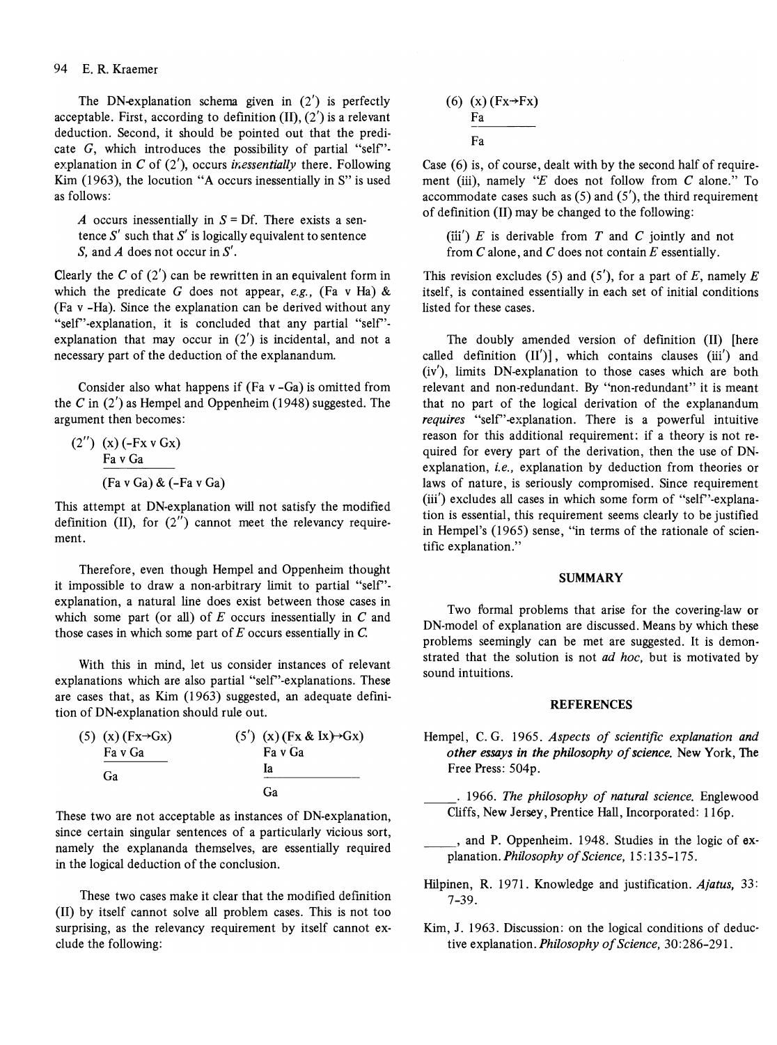The DN-explanation schema given in (2′) is perfectly acceptable. First, according to definition (II), (2′) is a relevant deduction. Second, it should be pointed out that the predicate $G$, which introduces the possibility of partial "self"-explanation in $C$ of (2′), occurs *inessentially* there. Following Kim (1963), the locution "A occurs inessentially in S" is used as follows:

> $A$ occurs inessentially in $S$ = Df. There exists a sentence $S'$ such that $S'$ is logically equivalent to sentence $S$, and $A$ does not occur in $S'$.

Clearly the $C$ of (2′) can be rewritten in an equivalent form in which the predicate $G$ does not appear, *e.g.*, (Fa v Ha) & (Fa v -Ha). Since the explanation can be derived without any "self"-explanation, it is concluded that any partial "self"-explanation that may occur in (2′) is incidental, and not a necessary part of the deduction of the explanandum.

Consider also what happens if (Fa v -Ga) is omitted from the $C$ in (2′) as Hempel and Oppenheim (1948) suggested. The argument then becomes:

$$
\begin{array}{ll}
(2'') & (x)(-Fx \vee Gx) \\
 & \underline{Fa \vee Ga} \\
 & (Fa \vee Ga) \,\&\, (-Fa \vee Ga)
\end{array}
$$

This attempt at DN-explanation will not satisfy the modified definition (II), for (2″) cannot meet the relevancy requirement.

Therefore, even though Hempel and Oppenheim thought it impossible to draw a non-arbitrary limit to partial "self"-explanation, a natural line does exist between those cases in which some part (or all) of $E$ occurs inessentially in $C$ and those cases in which some part of $E$ occurs essentially in $C$.

With this in mind, let us consider instances of relevant explanations which are also partial "self"-explanations. These are cases that, as Kim (1963) suggested, an adequate definition of DN-explanation should rule out.

$$
\begin{array}{ll}
(5) & (x)(Fx \rightarrow Gx) \\
 & \underline{Fa \vee Ga} \\
 & Ga
\end{array}
\qquad
\begin{array}{ll}
(5') & (x)((Fx \,\&\, Ix) \rightarrow Gx) \\
 & Fa \vee Ga \\
 & \underline{Ia} \\
 & Ga
\end{array}
$$

These two are not acceptable as instances of DN-explanation, since certain singular sentences of a particularly vicious sort, namely the explananda themselves, are essentially required in the logical deduction of the conclusion.

These two cases make it clear that the modified definition (II) by itself cannot solve all problem cases. This is not too surprising, as the relevancy requirement by itself cannot exclude the following:

$$
\begin{array}{ll}
(6) & (x)(Fx \rightarrow Fx) \\
 & \underline{Fa} \\
 & Fa
\end{array}
$$

Case (6) is, of course, dealt with by the second half of requirement (iii), namely "$E$ does not follow from $C$ alone." To accommodate cases such as (5) and (5′), the third requirement of definition (II) may be changed to the following:

> (iii′) $E$ is derivable from $T$ and $C$ jointly and not from $C$ alone, and $C$ does not contain $E$ essentially.

This revision excludes (5) and (5′), for a part of $E$, namely $E$ itself, is contained essentially in each set of initial conditions listed for these cases.

The doubly amended version of definition (II) [here called definition (II′)], which contains clauses (iii′) and (iv′), limits DN-explanation to those cases which are both relevant and non-redundant. By "non-redundant" it is meant that no part of the logical derivation of the explanandum *requires* "self"-explanation. There is a powerful intuitive reason for this additional requirement: if a theory is not required for every part of the derivation, then the use of DN-explanation, *i.e.*, explanation by deduction from theories or laws of nature, is seriously compromised. Since requirement (iii′) excludes all cases in which some form of "self"-explanation is essential, this requirement seems clearly to be justified in Hempel's (1965) sense, "in terms of the rationale of scientific explanation."

## SUMMARY

Two formal problems that arise for the covering-law or DN-model of explanation are discussed. Means by which these problems seemingly can be met are suggested. It is demonstrated that the solution is not *ad hoc*, but is motivated by sound intuitions.

## REFERENCES

Hempel, C. G. 1965. *Aspects of scientific explanation and other essays in the philosophy of science.* New York, The Free Press: 504p.

\_\_\_\_\_. 1966. *The philosophy of natural science.* Englewood Cliffs, New Jersey, Prentice Hall, Incorporated: 116p.

\_\_\_\_\_, and P. Oppenheim. 1948. Studies in the logic of explanation. *Philosophy of Science,* 15:135-175.

Hilpinen, R. 1971. Knowledge and justification. *Ajatus,* 33: 7-39.

Kim, J. 1963. Discussion: on the logical conditions of deductive explanation. *Philosophy of Science,* 30:286-291.